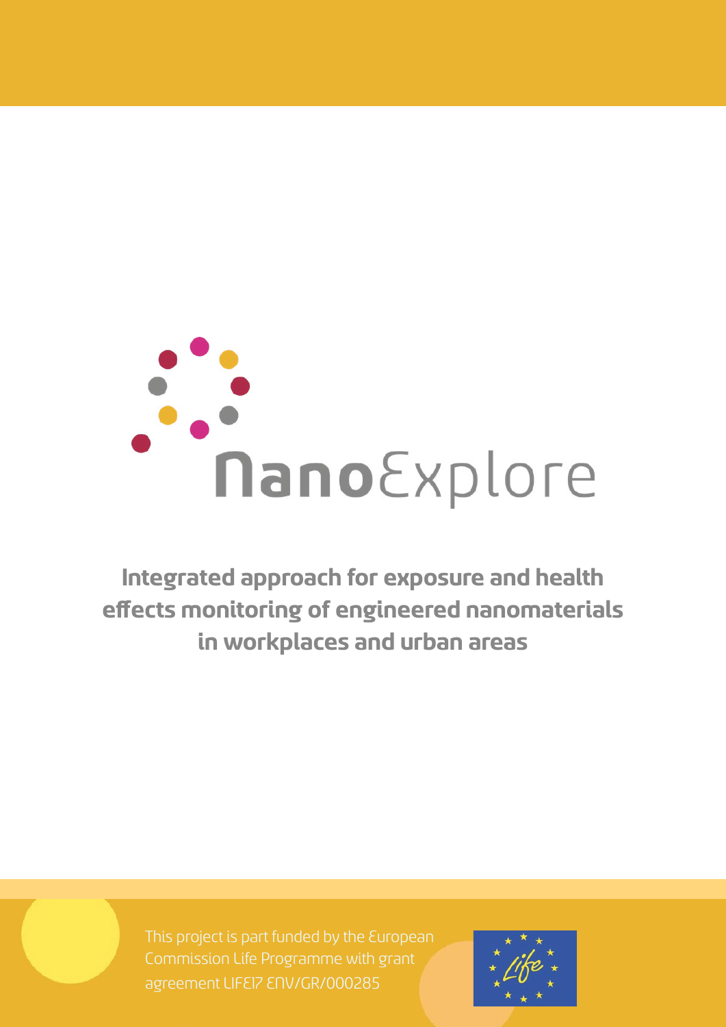# NanoExplore

**Integrated approach for exposure and health effects monitoring of engineered nanomaterials in workplaces and urban areas**

This project is part funded by the European Commission Life Programme with grant agreement LIFE17 ENV/GR/000285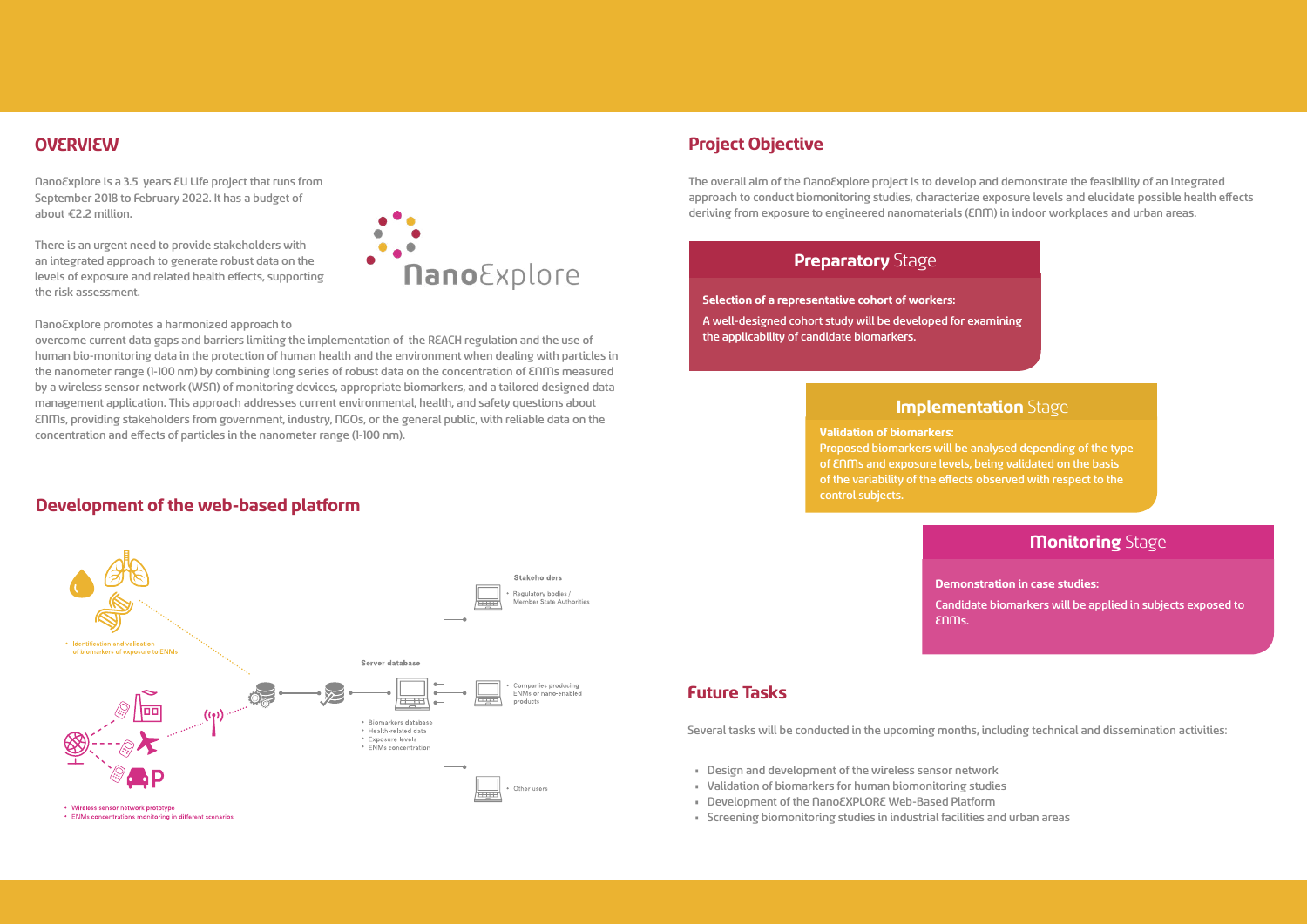## OVERVIEW

NanoExplore is a 3.5 years EU Life project that runs from September 2018 to February 2022. It has a budget of about €2.2 million.

There is an urgent need to provide stakeholders with an integrated approach to generate robust data on the levels of exposure and related health effects, supporting the risk assessment.

NanoExplore promotes a harmonized approach to overcome current data gaps and barriers limiting the implementation of the REACH regulation and the use of human bio-monitoring data in the protection of human health and the environment when dealing with particles in the nanometer range (1-100 nm) by combining long series of robust data on the concentration of ENMs measured by a wireless sensor network (WSN) of monitoring devices, appropriate biomarkers, and a tailored designed data management application. This approach addresses current environmental, health, and safety questions about ENMs, providing stakeholders from government, industry, NGOs, or the general public, with reliable data on the concentration and effects of particles in the nanometer range (1-100 nm).

## Development of the web-based platform

- Identification and validation of biomarkers of exposure to ENMs

Server database

- Biomarkers database
- Health-related data
- Exposure levels
- ENMs concentration

Stakeholders

- Regulatory bodies / Member State Authorities
- Companies producing ENMs or nano-enabled products
- Other users

- Wireless sensor network prototype
- ENMs concentrations monitoring in different scenarios

## Project Objective

The overall aim of the NanoExplore project is to develop and demonstrate the feasibility of an integrated approach to conduct biomonitoring studies, characterize exposure levels and elucidate possible health effects deriving from exposure to engineered nanomaterials (ENM) in indoor workplaces and urban areas.

### **Preparatory** Stage

**Selection of a representative cohort of workers:**

A well-designed cohort study will be developed for examining the applicability of candidate biomarkers.

### **Implementation** Stage

**Validation of biomarkers:**

Proposed biomarkers will be analysed depending of the type of ENMs and exposure levels, being validated on the basis of the variability of the effects observed with respect to the control subjects.

### **Monitoring** Stage

**Demonstration in case studies:**

Candidate biomarkers will be applied in subjects exposed to ENMs.

## Future Tasks

Several tasks will be conducted in the upcoming months, including technical and dissemination activities:

- Design and development of the wireless sensor network
- Validation of biomarkers for human biomonitoring studies
- Development of the NanoEXPLORE Web-Based Platform
- Screening biomonitoring studies in industrial facilities and urban areas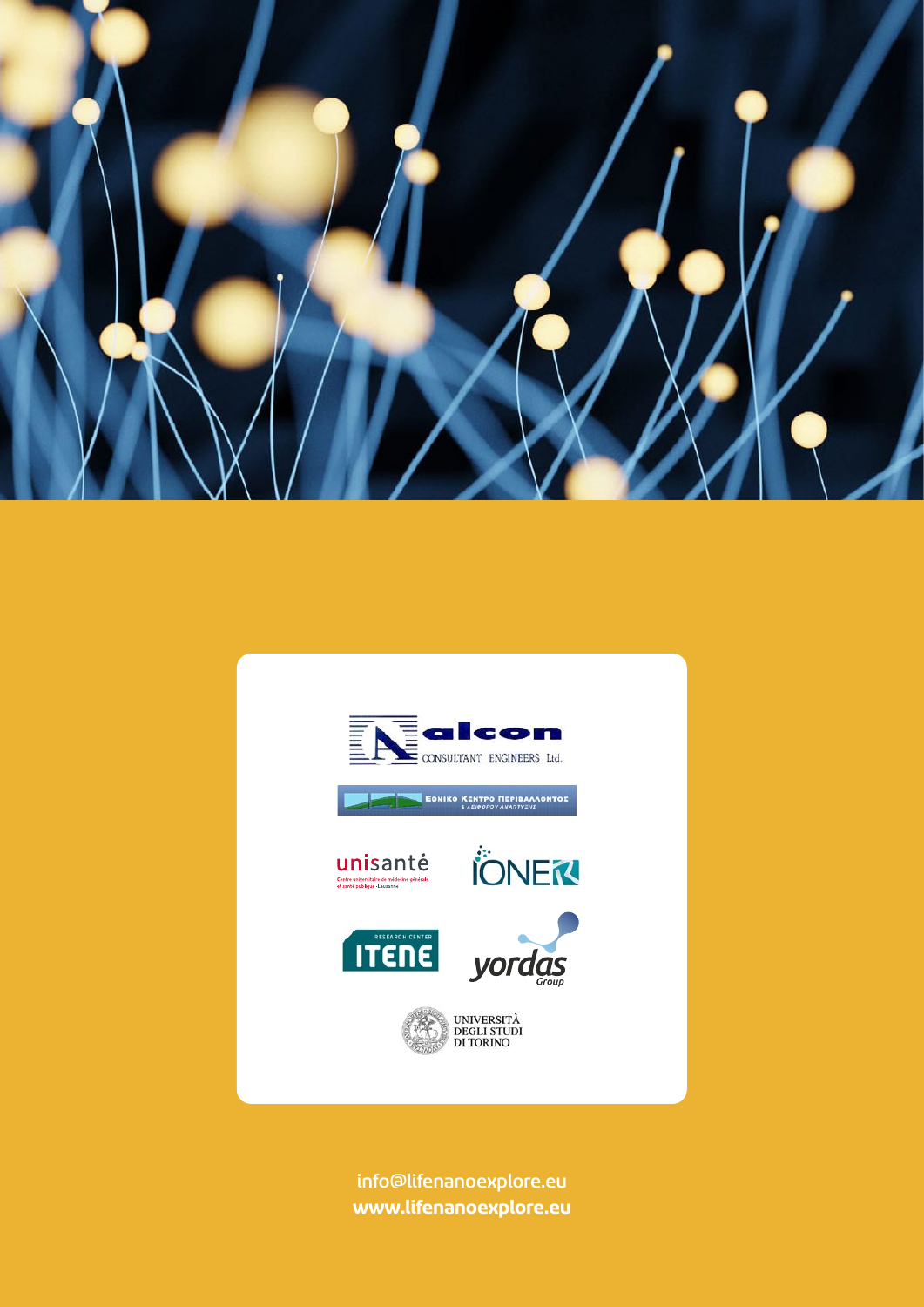alcon CONSULTANT ENGINEERS Ltd.

ΕΘΝΙΚΟ ΚΕΝΤΡΟ ΠΕΡΙΒΑΛΛΟΝΤΟΣ & ΑΕΙΦΟΡΟΥ ΑΝΑΠΤΥΞΗΣ

unisanté
Centre universitaire de médecine générale et santé publique · Lausanne

IONERA

RESEARCH CENTER ITENE

yordas Group

UNIVERSITÀ DEGLI STUDI DI TORINO

info@lifenanoexplore.eu
**www.lifenanoexplore.eu**